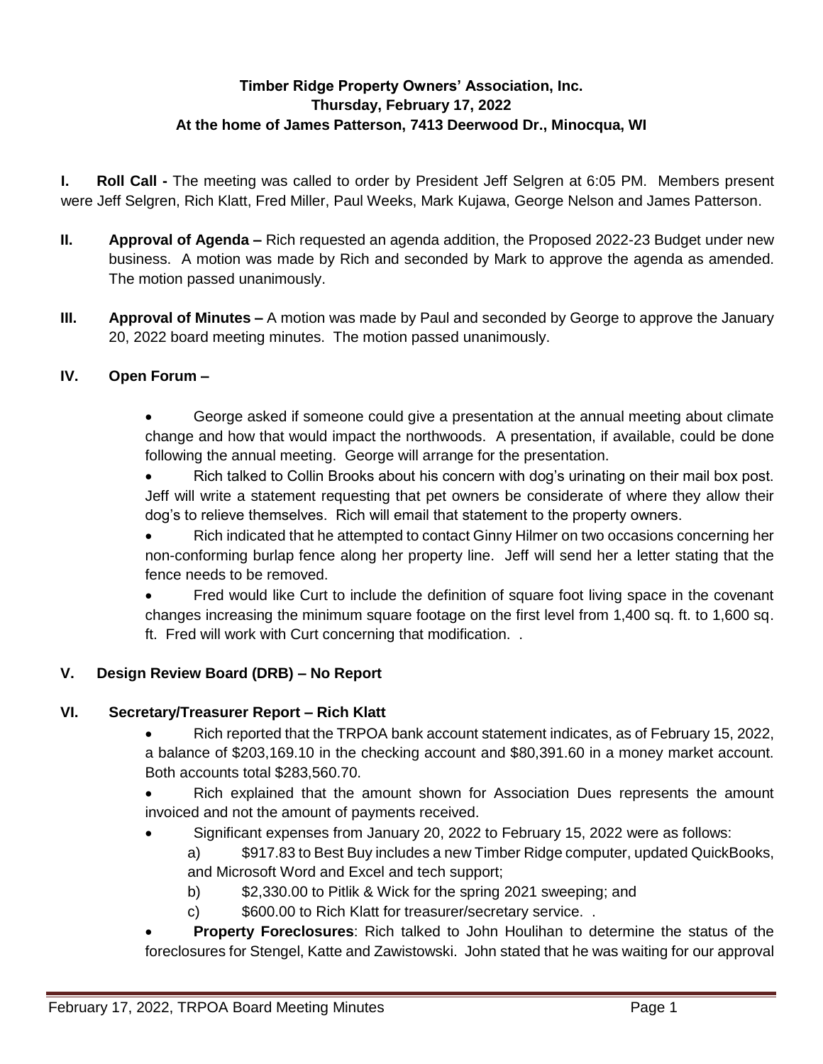**Timber Ridge Property Owners' Association, Inc.**
**Thursday, February 17, 2022**
**At the home of James Patterson, 7413 Deerwood Dr., Minocqua, WI**

**I. Roll Call -** The meeting was called to order by President Jeff Selgren at 6:05 PM. Members present were Jeff Selgren, Rich Klatt, Fred Miller, Paul Weeks, Mark Kujawa, George Nelson and James Patterson.

**II. Approval of Agenda –** Rich requested an agenda addition, the Proposed 2022-23 Budget under new business. A motion was made by Rich and seconded by Mark to approve the agenda as amended. The motion passed unanimously.

**III. Approval of Minutes –** A motion was made by Paul and seconded by George to approve the January 20, 2022 board meeting minutes. The motion passed unanimously.

**IV. Open Forum –**

- George asked if someone could give a presentation at the annual meeting about climate change and how that would impact the northwoods. A presentation, if available, could be done following the annual meeting. George will arrange for the presentation.
- Rich talked to Collin Brooks about his concern with dog's urinating on their mail box post. Jeff will write a statement requesting that pet owners be considerate of where they allow their dog's to relieve themselves. Rich will email that statement to the property owners.
- Rich indicated that he attempted to contact Ginny Hilmer on two occasions concerning her non-conforming burlap fence along her property line. Jeff will send her a letter stating that the fence needs to be removed.
- Fred would like Curt to include the definition of square foot living space in the covenant changes increasing the minimum square footage on the first level from 1,400 sq. ft. to 1,600 sq. ft. Fred will work with Curt concerning that modification. .

**V. Design Review Board (DRB) – No Report**

**VI. Secretary/Treasurer Report – Rich Klatt**

- Rich reported that the TRPOA bank account statement indicates, as of February 15, 2022, a balance of $203,169.10 in the checking account and $80,391.60 in a money market account. Both accounts total $283,560.70.
- Rich explained that the amount shown for Association Dues represents the amount invoiced and not the amount of payments received.
- Significant expenses from January 20, 2022 to February 15, 2022 were as follows:
  a) $917.83 to Best Buy includes a new Timber Ridge computer, updated QuickBooks, and Microsoft Word and Excel and tech support;
  b) $2,330.00 to Pitlik & Wick for the spring 2021 sweeping; and
  c) $600.00 to Rich Klatt for treasurer/secretary service. .
- **Property Foreclosures**: Rich talked to John Houlihan to determine the status of the foreclosures for Stengel, Katte and Zawistowski. John stated that he was waiting for our approval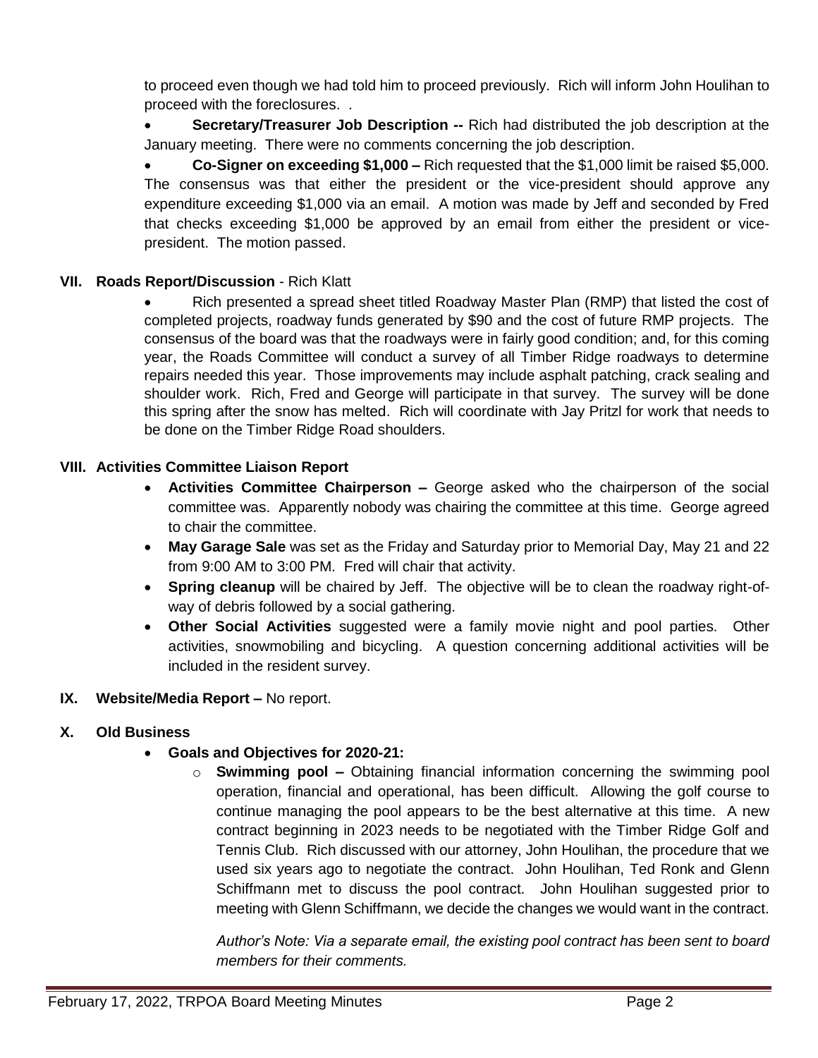to proceed even though we had told him to proceed previously. Rich will inform John Houlihan to proceed with the foreclosures. .

- **Secretary/Treasurer Job Description --** Rich had distributed the job description at the January meeting. There were no comments concerning the job description.
- **Co-Signer on exceeding $1,000 –** Rich requested that the $1,000 limit be raised $5,000. The consensus was that either the president or the vice-president should approve any expenditure exceeding $1,000 via an email. A motion was made by Jeff and seconded by Fred that checks exceeding $1,000 be approved by an email from either the president or vice-president. The motion passed.

## VII. Roads Report/Discussion - Rich Klatt

- Rich presented a spread sheet titled Roadway Master Plan (RMP) that listed the cost of completed projects, roadway funds generated by $90 and the cost of future RMP projects. The consensus of the board was that the roadways were in fairly good condition; and, for this coming year, the Roads Committee will conduct a survey of all Timber Ridge roadways to determine repairs needed this year. Those improvements may include asphalt patching, crack sealing and shoulder work. Rich, Fred and George will participate in that survey. The survey will be done this spring after the snow has melted. Rich will coordinate with Jay Pritzl for work that needs to be done on the Timber Ridge Road shoulders.

## VIII. Activities Committee Liaison Report

- **Activities Committee Chairperson –** George asked who the chairperson of the social committee was. Apparently nobody was chairing the committee at this time. George agreed to chair the committee.
- **May Garage Sale** was set as the Friday and Saturday prior to Memorial Day, May 21 and 22 from 9:00 AM to 3:00 PM. Fred will chair that activity.
- **Spring cleanup** will be chaired by Jeff. The objective will be to clean the roadway right-of-way of debris followed by a social gathering.
- **Other Social Activities** suggested were a family movie night and pool parties. Other activities, snowmobiling and bicycling. A question concerning additional activities will be included in the resident survey.

## IX. Website/Media Report – No report.

## X. Old Business

- **Goals and Objectives for 2020-21:**
  - **Swimming pool –** Obtaining financial information concerning the swimming pool operation, financial and operational, has been difficult. Allowing the golf course to continue managing the pool appears to be the best alternative at this time. A new contract beginning in 2023 needs to be negotiated with the Timber Ridge Golf and Tennis Club. Rich discussed with our attorney, John Houlihan, the procedure that we used six years ago to negotiate the contract. John Houlihan, Ted Ronk and Glenn Schiffmann met to discuss the pool contract. John Houlihan suggested prior to meeting with Glenn Schiffmann, we decide the changes we would want in the contract.

    *Author's Note: Via a separate email, the existing pool contract has been sent to board members for their comments.*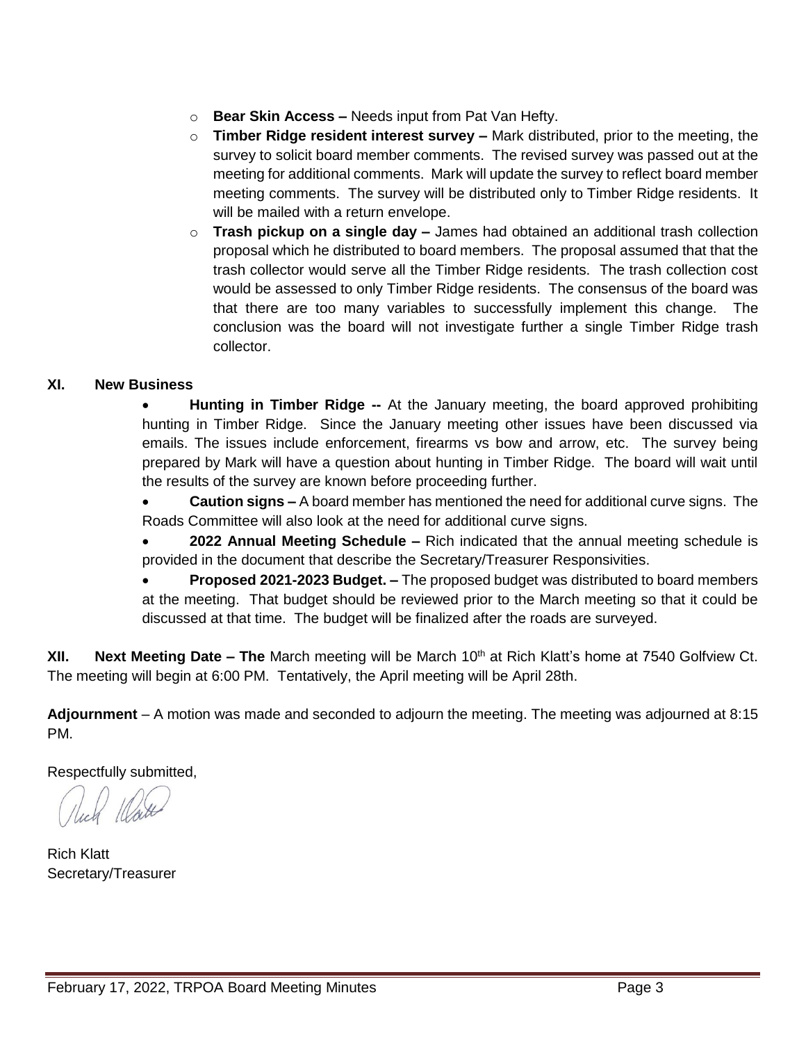- **Bear Skin Access –** Needs input from Pat Van Hefty.
- **Timber Ridge resident interest survey –** Mark distributed, prior to the meeting, the survey to solicit board member comments. The revised survey was passed out at the meeting for additional comments. Mark will update the survey to reflect board member meeting comments. The survey will be distributed only to Timber Ridge residents. It will be mailed with a return envelope.
- **Trash pickup on a single day –** James had obtained an additional trash collection proposal which he distributed to board members. The proposal assumed that that the trash collector would serve all the Timber Ridge residents. The trash collection cost would be assessed to only Timber Ridge residents. The consensus of the board was that there are too many variables to successfully implement this change. The conclusion was the board will not investigate further a single Timber Ridge trash collector.

**XI. New Business**

- **Hunting in Timber Ridge --** At the January meeting, the board approved prohibiting hunting in Timber Ridge. Since the January meeting other issues have been discussed via emails. The issues include enforcement, firearms vs bow and arrow, etc. The survey being prepared by Mark will have a question about hunting in Timber Ridge. The board will wait until the results of the survey are known before proceeding further.
- **Caution signs –** A board member has mentioned the need for additional curve signs. The Roads Committee will also look at the need for additional curve signs.
- **2022 Annual Meeting Schedule –** Rich indicated that the annual meeting schedule is provided in the document that describe the Secretary/Treasurer Responsivities.
- **Proposed 2021-2023 Budget. –** The proposed budget was distributed to board members at the meeting. That budget should be reviewed prior to the March meeting so that it could be discussed at that time. The budget will be finalized after the roads are surveyed.

**XII. Next Meeting Date – The** March meeting will be March 10th at Rich Klatt's home at 7540 Golfview Ct. The meeting will begin at 6:00 PM. Tentatively, the April meeting will be April 28th.

**Adjournment** – A motion was made and seconded to adjourn the meeting. The meeting was adjourned at 8:15 PM.

Respectfully submitted,

Rich Klatt
Secretary/Treasurer